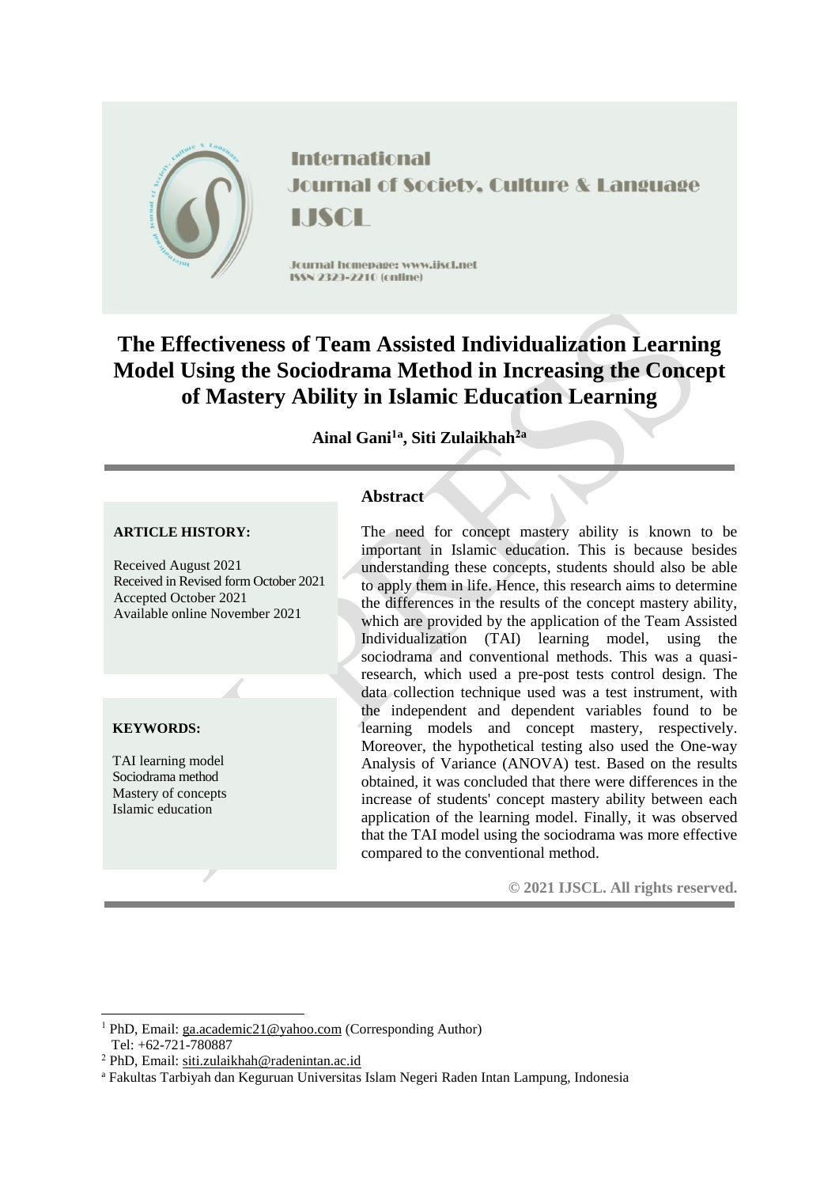International Journal of Society, Culture & Language

IJSCL

Journal homepage: www.ijscl.net

ISSN 2329-2210 (online)

# The Effectiveness of Team Assisted Individualization Learning Model Using the Sociodrama Method in Increasing the Concept of Mastery Ability in Islamic Education Learning

**Ainal Gani[1a], Siti Zulaikhah[2a]**

**ARTICLE HISTORY:**

Received August 2021
Received in Revised form October 2021
Accepted October 2021
Available online November 2021

**KEYWORDS:**

TAI learning model
Sociodrama method
Mastery of concepts
Islamic education

## Abstract

The need for concept mastery ability is known to be important in Islamic education. This is because besides understanding these concepts, students should also be able to apply them in life. Hence, this research aims to determine the differences in the results of the concept mastery ability, which are provided by the application of the Team Assisted Individualization (TAI) learning model, using the sociodrama and conventional methods. This was a quasi-research, which used a pre-post tests control design. The data collection technique used was a test instrument, with the independent and dependent variables found to be learning models and concept mastery, respectively. Moreover, the hypothetical testing also used the One-way Analysis of Variance (ANOVA) test. Based on the results obtained, it was concluded that there were differences in the increase of students' concept mastery ability between each application of the learning model. Finally, it was observed that the TAI model using the sociodrama was more effective compared to the conventional method.

**© 2021 IJSCL. All rights reserved.**

[1] PhD, Email: ga.academic21@yahoo.com (Corresponding Author)
Tel: +62-721-780887

[2] PhD, Email: siti.zulaikhah@radenintan.ac.id

[a] Fakultas Tarbiyah dan Keguruan Universitas Islam Negeri Raden Intan Lampung, Indonesia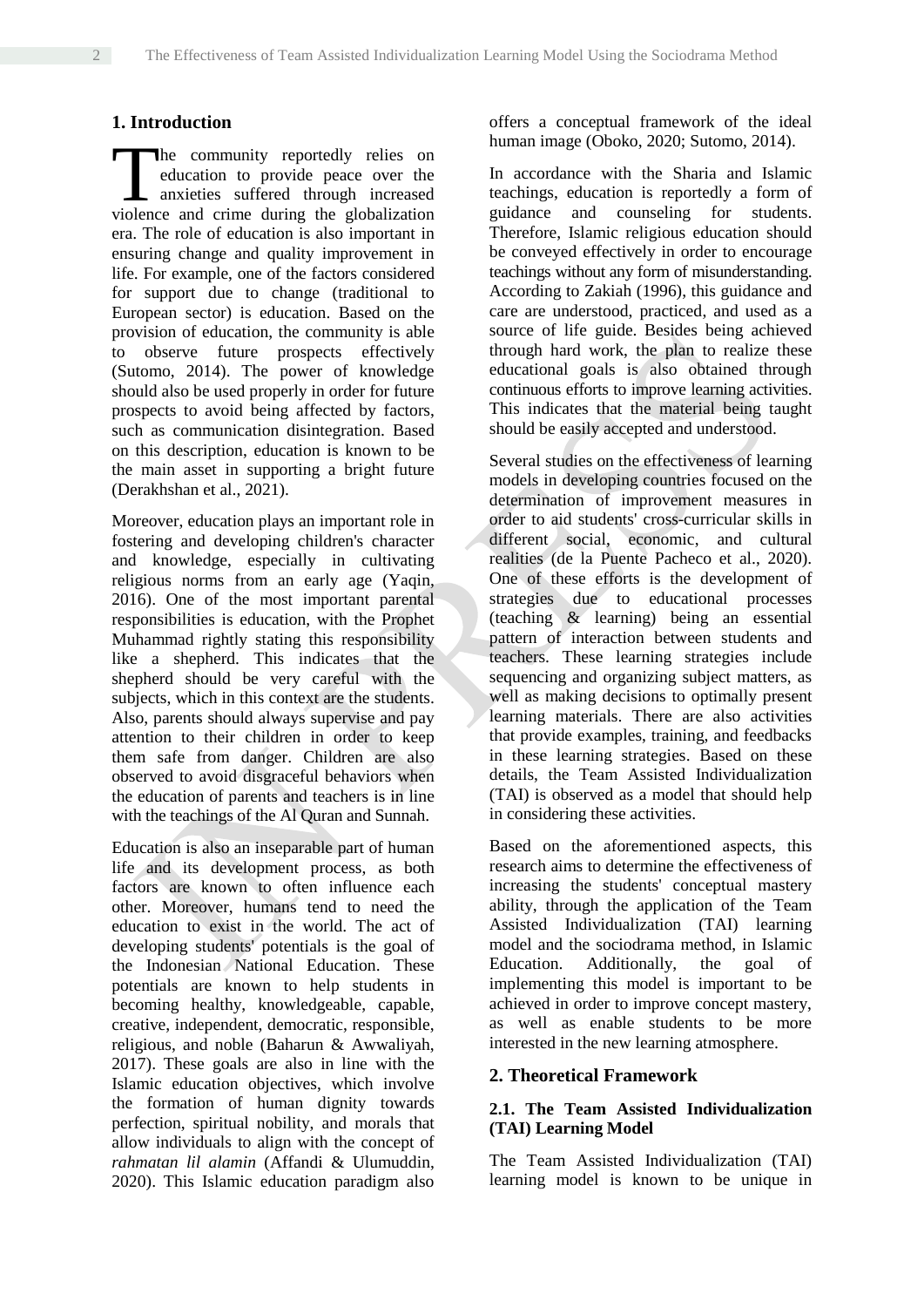## 1. Introduction

The community reportedly relies on education to provide peace over the anxieties suffered through increased violence and crime during the globalization era. The role of education is also important in ensuring change and quality improvement in life. For example, one of the factors considered for support due to change (traditional to European sector) is education. Based on the provision of education, the community is able to observe future prospects effectively (Sutomo, 2014). The power of knowledge should also be used properly in order for future prospects to avoid being affected by factors, such as communication disintegration. Based on this description, education is known to be the main asset in supporting a bright future (Derakhshan et al., 2021).

Moreover, education plays an important role in fostering and developing children's character and knowledge, especially in cultivating religious norms from an early age (Yaqin, 2016). One of the most important parental responsibilities is education, with the Prophet Muhammad rightly stating this responsibility like a shepherd. This indicates that the shepherd should be very careful with the subjects, which in this context are the students. Also, parents should always supervise and pay attention to their children in order to keep them safe from danger. Children are also observed to avoid disgraceful behaviors when the education of parents and teachers is in line with the teachings of the Al Quran and Sunnah.

Education is also an inseparable part of human life and its development process, as both factors are known to often influence each other. Moreover, humans tend to need the education to exist in the world. The act of developing students' potentials is the goal of the Indonesian National Education. These potentials are known to help students in becoming healthy, knowledgeable, capable, creative, independent, democratic, responsible, religious, and noble (Baharun & Awwaliyah, 2017). These goals are also in line with the Islamic education objectives, which involve the formation of human dignity towards perfection, spiritual nobility, and morals that allow individuals to align with the concept of *rahmatan lil alamin* (Affandi & Ulumuddin, 2020). This Islamic education paradigm also offers a conceptual framework of the ideal human image (Oboko, 2020; Sutomo, 2014).

In accordance with the Sharia and Islamic teachings, education is reportedly a form of guidance and counseling for students. Therefore, Islamic religious education should be conveyed effectively in order to encourage teachings without any form of misunderstanding. According to Zakiah (1996), this guidance and care are understood, practiced, and used as a source of life guide. Besides being achieved through hard work, the plan to realize these educational goals is also obtained through continuous efforts to improve learning activities. This indicates that the material being taught should be easily accepted and understood.

Several studies on the effectiveness of learning models in developing countries focused on the determination of improvement measures in order to aid students' cross-curricular skills in different social, economic, and cultural realities (de la Puente Pacheco et al., 2020). One of these efforts is the development of strategies due to educational processes (teaching & learning) being an essential pattern of interaction between students and teachers. These learning strategies include sequencing and organizing subject matters, as well as making decisions to optimally present learning materials. There are also activities that provide examples, training, and feedbacks in these learning strategies. Based on these details, the Team Assisted Individualization (TAI) is observed as a model that should help in considering these activities.

Based on the aforementioned aspects, this research aims to determine the effectiveness of increasing the students' conceptual mastery ability, through the application of the Team Assisted Individualization (TAI) learning model and the sociodrama method, in Islamic Education. Additionally, the goal of implementing this model is important to be achieved in order to improve concept mastery, as well as enable students to be more interested in the new learning atmosphere.

## 2. Theoretical Framework

### 2.1. The Team Assisted Individualization (TAI) Learning Model

The Team Assisted Individualization (TAI) learning model is known to be unique in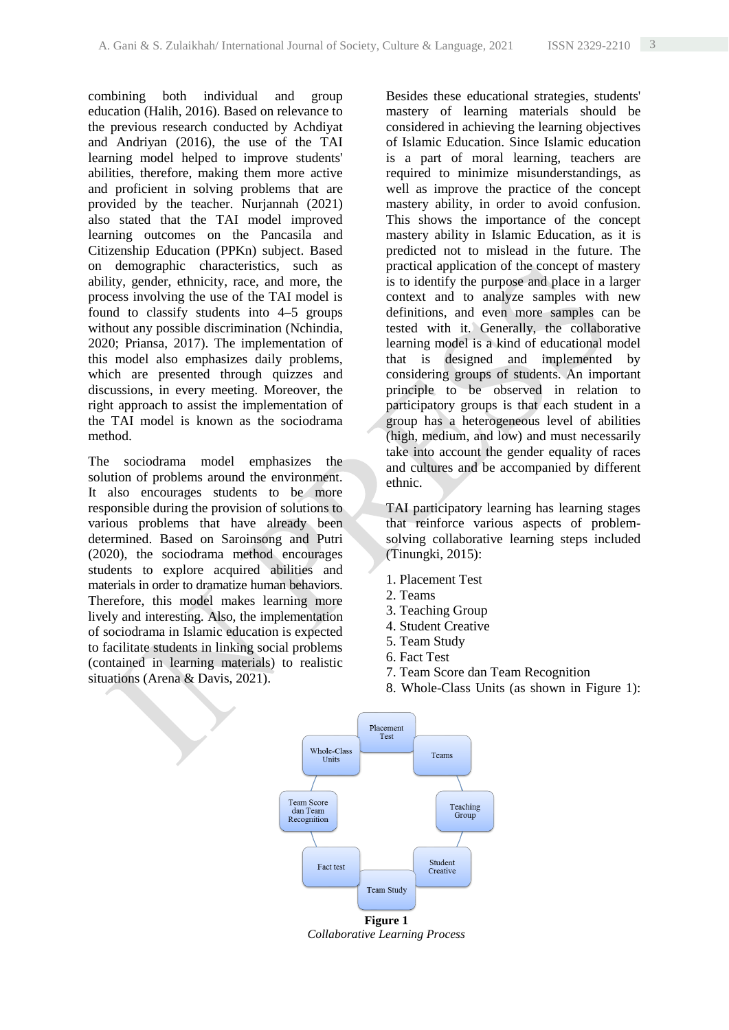combining both individual and group education (Halih, 2016). Based on relevance to the previous research conducted by Achdiyat and Andriyan (2016), the use of the TAI learning model helped to improve students' abilities, therefore, making them more active and proficient in solving problems that are provided by the teacher. Nurjannah (2021) also stated that the TAI model improved learning outcomes on the Pancasila and Citizenship Education (PPKn) subject. Based on demographic characteristics, such as ability, gender, ethnicity, race, and more, the process involving the use of the TAI model is found to classify students into 4–5 groups without any possible discrimination (Nchindia, 2020; Priansa, 2017). The implementation of this model also emphasizes daily problems, which are presented through quizzes and discussions, in every meeting. Moreover, the right approach to assist the implementation of the TAI model is known as the sociodrama method.

The sociodrama model emphasizes the solution of problems around the environment. It also encourages students to be more responsible during the provision of solutions to various problems that have already been determined. Based on Saroinsong and Putri (2020), the sociodrama method encourages students to explore acquired abilities and materials in order to dramatize human behaviors. Therefore, this model makes learning more lively and interesting. Also, the implementation of sociodrama in Islamic education is expected to facilitate students in linking social problems (contained in learning materials) to realistic situations (Arena & Davis, 2021).

Besides these educational strategies, students' mastery of learning materials should be considered in achieving the learning objectives of Islamic Education. Since Islamic education is a part of moral learning, teachers are required to minimize misunderstandings, as well as improve the practice of the concept mastery ability, in order to avoid confusion. This shows the importance of the concept mastery ability in Islamic Education, as it is predicted not to mislead in the future. The practical application of the concept of mastery is to identify the purpose and place in a larger context and to analyze samples with new definitions, and even more samples can be tested with it. Generally, the collaborative learning model is a kind of educational model that is designed and implemented by considering groups of students. An important principle to be observed in relation to participatory groups is that each student in a group has a heterogeneous level of abilities (high, medium, and low) and must necessarily take into account the gender equality of races and cultures and be accompanied by different ethnic.

TAI participatory learning has learning stages that reinforce various aspects of problem-solving collaborative learning steps included (Tinungki, 2015):

1. Placement Test
2. Teams
3. Teaching Group
4. Student Creative
5. Team Study
6. Fact Test
7. Team Score dan Team Recognition
8. Whole-Class Units (as shown in Figure 1):

Placement Test → Teams → Teaching Group → Student Creative → Team Study → Fact test → Team Score dan Team Recognition → Whole-Class Units

**Figure 1**
*Collaborative Learning Process*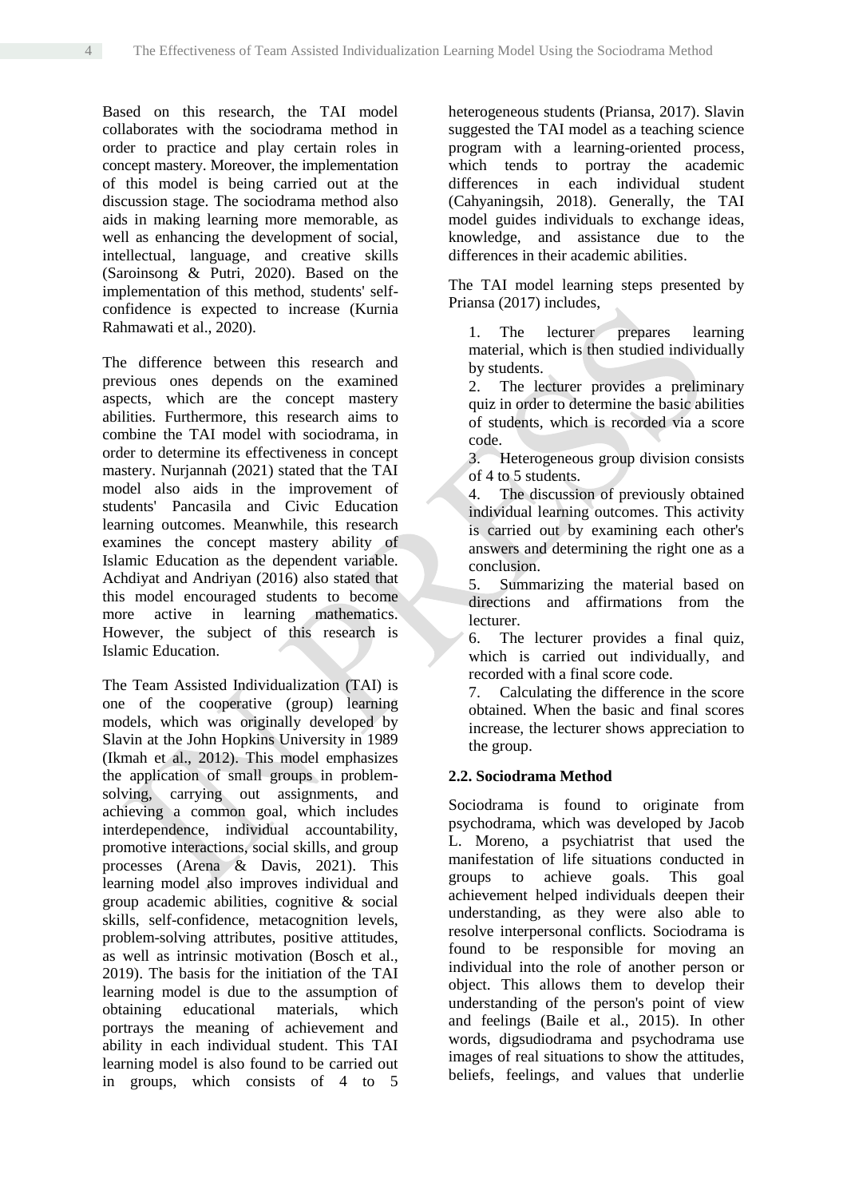Based on this research, the TAI model collaborates with the sociodrama method in order to practice and play certain roles in concept mastery. Moreover, the implementation of this model is being carried out at the discussion stage. The sociodrama method also aids in making learning more memorable, as well as enhancing the development of social, intellectual, language, and creative skills (Saroinsong & Putri, 2020). Based on the implementation of this method, students' self-confidence is expected to increase (Kurnia Rahmawati et al., 2020).

The difference between this research and previous ones depends on the examined aspects, which are the concept mastery abilities. Furthermore, this research aims to combine the TAI model with sociodrama, in order to determine its effectiveness in concept mastery. Nurjannah (2021) stated that the TAI model also aids in the improvement of students' Pancasila and Civic Education learning outcomes. Meanwhile, this research examines the concept mastery ability of Islamic Education as the dependent variable. Achdiyat and Andriyan (2016) also stated that this model encouraged students to become more active in learning mathematics. However, the subject of this research is Islamic Education.

The Team Assisted Individualization (TAI) is one of the cooperative (group) learning models, which was originally developed by Slavin at the John Hopkins University in 1989 (Ikmah et al., 2012). This model emphasizes the application of small groups in problem-solving, carrying out assignments, and achieving a common goal, which includes interdependence, individual accountability, promotive interactions, social skills, and group processes (Arena & Davis, 2021). This learning model also improves individual and group academic abilities, cognitive & social skills, self-confidence, metacognition levels, problem-solving attributes, positive attitudes, as well as intrinsic motivation (Bosch et al., 2019). The basis for the initiation of the TAI learning model is due to the assumption of obtaining educational materials, which portrays the meaning of achievement and ability in each individual student. This TAI learning model is also found to be carried out in groups, which consists of 4 to 5 heterogeneous students (Priansa, 2017). Slavin suggested the TAI model as a teaching science program with a learning-oriented process, which tends to portray the academic differences in each individual student (Cahyaningsih, 2018). Generally, the TAI model guides individuals to exchange ideas, knowledge, and assistance due to the differences in their academic abilities.

The TAI model learning steps presented by Priansa (2017) includes,

1. The lecturer prepares learning material, which is then studied individually by students.
2. The lecturer provides a preliminary quiz in order to determine the basic abilities of students, which is recorded via a score code.
3. Heterogeneous group division consists of 4 to 5 students.
4. The discussion of previously obtained individual learning outcomes. This activity is carried out by examining each other's answers and determining the right one as a conclusion.
5. Summarizing the material based on directions and affirmations from the lecturer.
6. The lecturer provides a final quiz, which is carried out individually, and recorded with a final score code.
7. Calculating the difference in the score obtained. When the basic and final scores increase, the lecturer shows appreciation to the group.

### 2.2. Sociodrama Method

Sociodrama is found to originate from psychodrama, which was developed by Jacob L. Moreno, a psychiatrist that used the manifestation of life situations conducted in groups to achieve goals. This goal achievement helped individuals deepen their understanding, as they were also able to resolve interpersonal conflicts. Sociodrama is found to be responsible for moving an individual into the role of another person or object. This allows them to develop their understanding of the person's point of view and feelings (Baile et al., 2015). In other words, digsudiodrama and psychodrama use images of real situations to show the attitudes, beliefs, feelings, and values that underlie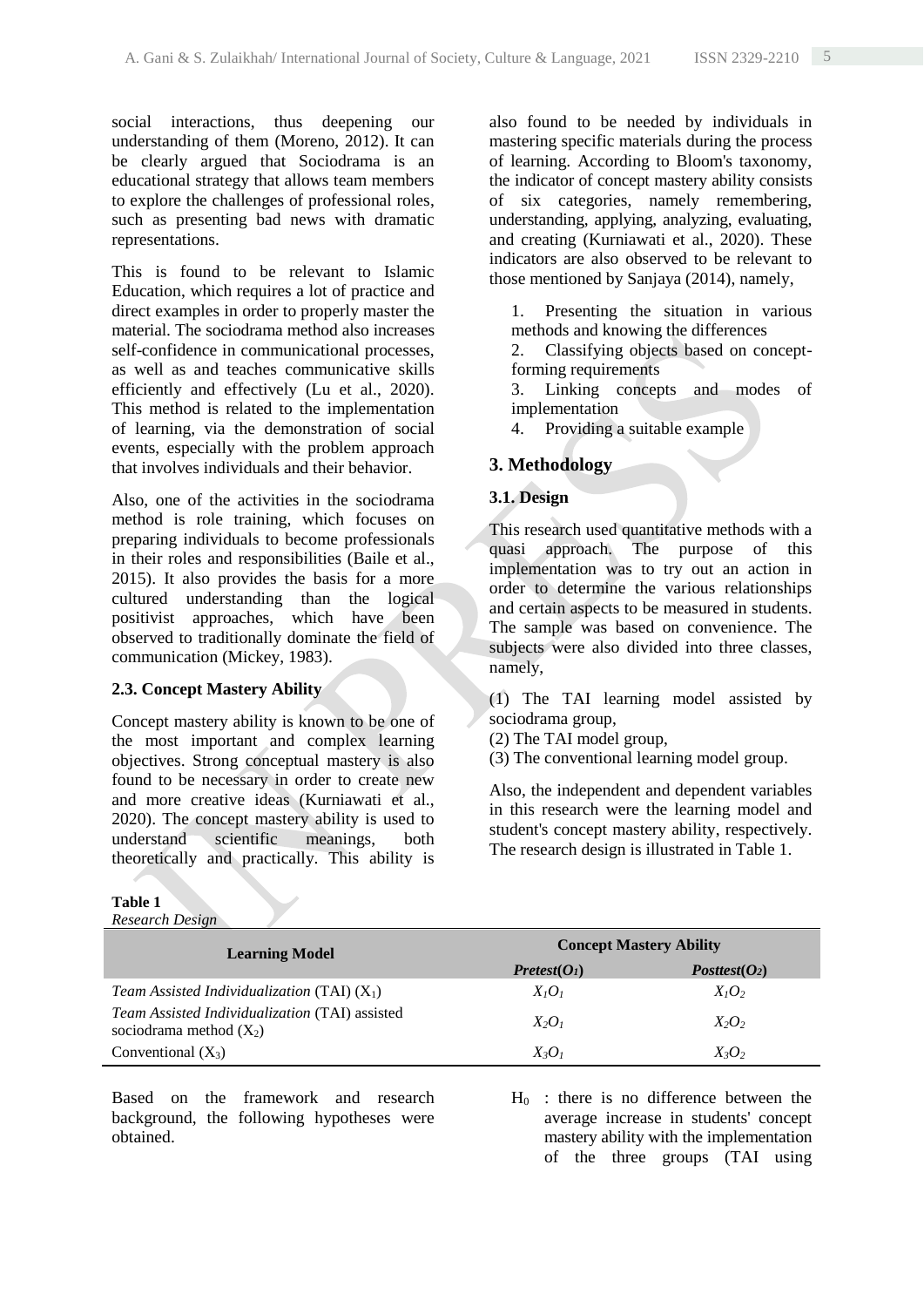social interactions, thus deepening our understanding of them (Moreno, 2012). It can be clearly argued that Sociodrama is an educational strategy that allows team members to explore the challenges of professional roles, such as presenting bad news with dramatic representations.

This is found to be relevant to Islamic Education, which requires a lot of practice and direct examples in order to properly master the material. The sociodrama method also increases self-confidence in communicational processes, as well as and teaches communicative skills efficiently and effectively (Lu et al., 2020). This method is related to the implementation of learning, via the demonstration of social events, especially with the problem approach that involves individuals and their behavior.

Also, one of the activities in the sociodrama method is role training, which focuses on preparing individuals to become professionals in their roles and responsibilities (Baile et al., 2015). It also provides the basis for a more cultured understanding than the logical positivist approaches, which have been observed to traditionally dominate the field of communication (Mickey, 1983).

### 2.3. Concept Mastery Ability

Concept mastery ability is known to be one of the most important and complex learning objectives. Strong conceptual mastery is also found to be necessary in order to create new and more creative ideas (Kurniawati et al., 2020). The concept mastery ability is used to understand scientific meanings, both theoretically and practically. This ability is also found to be needed by individuals in mastering specific materials during the process of learning. According to Bloom's taxonomy, the indicator of concept mastery ability consists of six categories, namely remembering, understanding, applying, analyzing, evaluating, and creating (Kurniawati et al., 2020). These indicators are also observed to be relevant to those mentioned by Sanjaya (2014), namely,

1. Presenting the situation in various methods and knowing the differences
2. Classifying objects based on concept-forming requirements
3. Linking concepts and modes of implementation
4. Providing a suitable example

## 3. Methodology

### 3.1. Design

This research used quantitative methods with a quasi approach. The purpose of this implementation was to try out an action in order to determine the various relationships and certain aspects to be measured in students. The sample was based on convenience. The subjects were also divided into three classes, namely,

(1) The TAI learning model assisted by sociodrama group,
(2) The TAI model group,
(3) The conventional learning model group.

Also, the independent and dependent variables in this research were the learning model and student's concept mastery ability, respectively. The research design is illustrated in Table 1.

**Table 1**
*Research Design*

| Learning Model | Concept Mastery Ability | |
|---|---|---|
| | ***Pretest*($O_1$)** | ***Posttest*($O_2$)** |
| *Team Assisted Individualization* (TAI) ($X_1$) | $X_1O_1$ | $X_1O_2$ |
| *Team Assisted Individualization* (TAI) assisted sociodrama method ($X_2$) | $X_2O_1$ | $X_2O_2$ |
| Conventional ($X_3$) | $X_3O_1$ | $X_3O_2$ |

Based on the framework and research background, the following hypotheses were obtained.

$H_0$ : there is no difference between the average increase in students' concept mastery ability with the implementation of the three groups (TAI using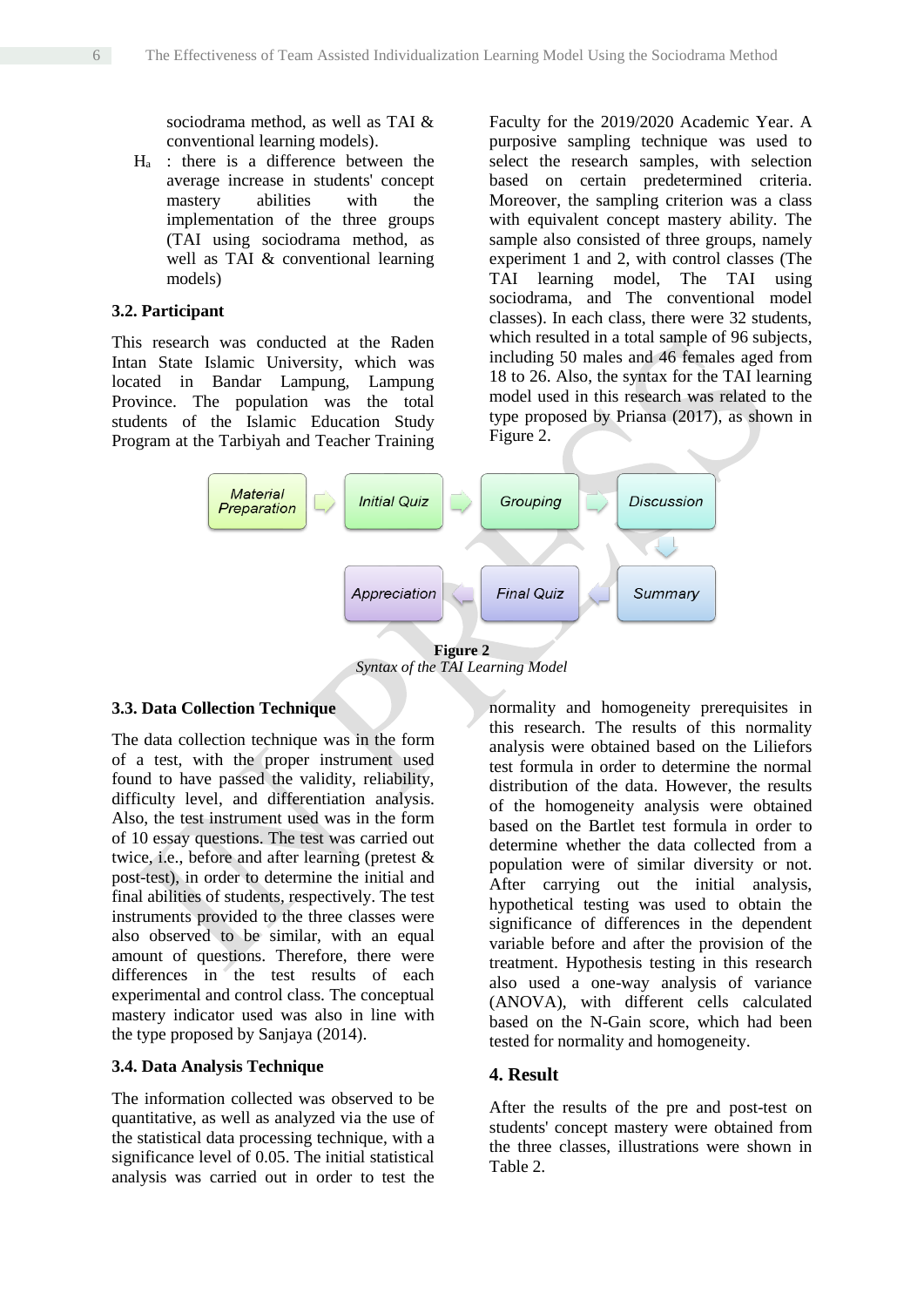sociodrama method, as well as TAI & conventional learning models).

$H_a$ : there is a difference between the average increase in students' concept mastery abilities with the implementation of the three groups (TAI using sociodrama method, as well as TAI & conventional learning models)

### 3.2. Participant

This research was conducted at the Raden Intan State Islamic University, which was located in Bandar Lampung, Lampung Province. The population was the total students of the Islamic Education Study Program at the Tarbiyah and Teacher Training Faculty for the 2019/2020 Academic Year. A purposive sampling technique was used to select the research samples, with selection based on certain predetermined criteria. Moreover, the sampling criterion was a class with equivalent concept mastery ability. The sample also consisted of three groups, namely experiment 1 and 2, with control classes (The TAI learning model, The TAI using sociodrama, and The conventional model classes). In each class, there were 32 students, which resulted in a total sample of 96 subjects, including 50 males and 46 females aged from 18 to 26. Also, the syntax for the TAI learning model used in this research was related to the type proposed by Priansa (2017), as shown in Figure 2.

Material Preparation → Initial Quiz → Grouping → Discussion → Summary → Final Quiz → Appreciation

**Figure 2**
*Syntax of the TAI Learning Model*

### 3.3. Data Collection Technique

The data collection technique was in the form of a test, with the proper instrument used found to have passed the validity, reliability, difficulty level, and differentiation analysis. Also, the test instrument used was in the form of 10 essay questions. The test was carried out twice, i.e., before and after learning (pretest & post-test), in order to determine the initial and final abilities of students, respectively. The test instruments provided to the three classes were also observed to be similar, with an equal amount of questions. Therefore, there were differences in the test results of each experimental and control class. The conceptual mastery indicator used was also in line with the type proposed by Sanjaya (2014).

### 3.4. Data Analysis Technique

The information collected was observed to be quantitative, as well as analyzed via the use of the statistical data processing technique, with a significance level of 0.05. The initial statistical analysis was carried out in order to test the normality and homogeneity prerequisites in this research. The results of this normality analysis were obtained based on the Liliefors test formula in order to determine the normal distribution of the data. However, the results of the homogeneity analysis were obtained based on the Bartlet test formula in order to determine whether the data collected from a population were of similar diversity or not. After carrying out the initial analysis, hypothetical testing was used to obtain the significance of differences in the dependent variable before and after the provision of the treatment. Hypothesis testing in this research also used a one-way analysis of variance (ANOVA), with different cells calculated based on the N-Gain score, which had been tested for normality and homogeneity.

## 4. Result

After the results of the pre and post-test on students' concept mastery were obtained from the three classes, illustrations were shown in Table 2.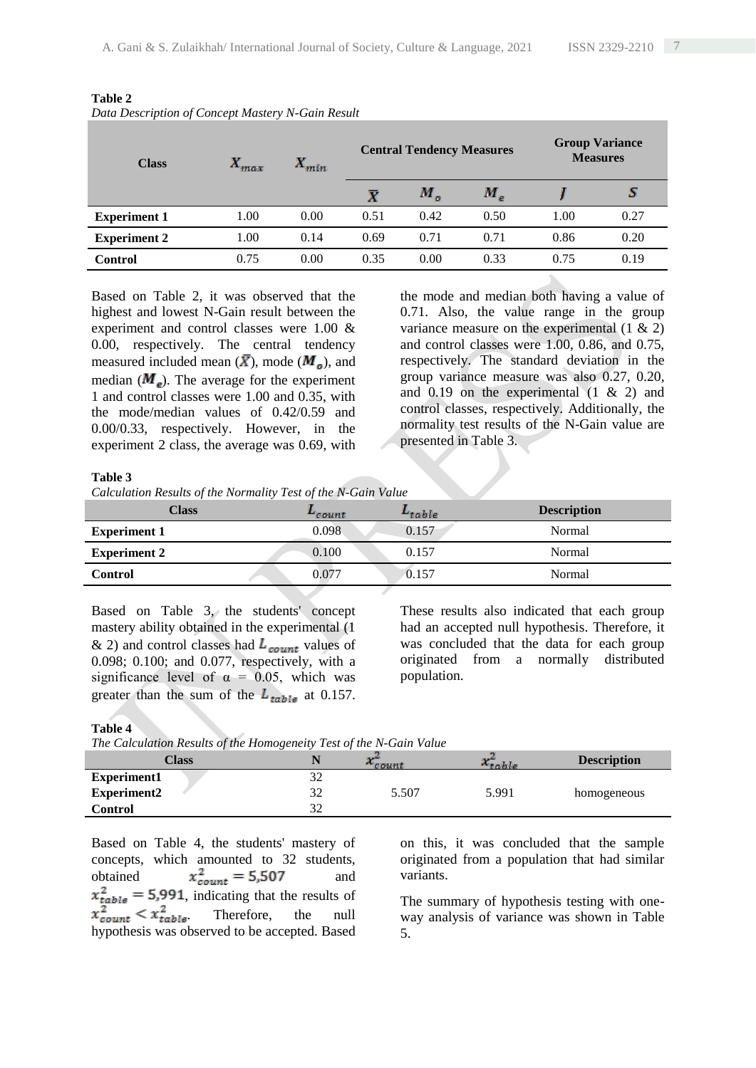**Table 2**

*Data Description of Concept Mastery N-Gain Result*

| Class | $X_{max}$ | $X_{min}$ | Central Tendency Measures | | | Group Variance Measures | |
|---|---|---|---|---|---|---|---|
| | | | $\bar{X}$ | $M_o$ | $M_e$ | $J$ | $S$ |
| **Experiment 1** | 1.00 | 0.00 | 0.51 | 0.42 | 0.50 | 1.00 | 0.27 |
| **Experiment 2** | 1.00 | 0.14 | 0.69 | 0.71 | 0.71 | 0.86 | 0.20 |
| **Control** | 0.75 | 0.00 | 0.35 | 0.00 | 0.33 | 0.75 | 0.19 |

Based on Table 2, it was observed that the highest and lowest N-Gain result between the experiment and control classes were 1.00 & 0.00, respectively. The central tendency measured included mean ($\bar{X}$), mode ($M_o$), and median ($M_e$). The average for the experiment 1 and control classes were 1.00 and 0.35, with the mode/median values of 0.42/0.59 and 0.00/0.33, respectively. However, in the experiment 2 class, the average was 0.69, with the mode and median both having a value of 0.71. Also, the value range in the group variance measure on the experimental (1 & 2) and control classes were 1.00, 0.86, and 0.75, respectively. The standard deviation in the group variance measure was also 0.27, 0.20, and 0.19 on the experimental (1 & 2) and control classes, respectively. Additionally, the normality test results of the N-Gain value are presented in Table 3.

**Table 3**

*Calculation Results of the Normality Test of the N-Gain Value*

| Class | $L_{count}$ | $L_{table}$ | Description |
|---|---|---|---|
| **Experiment 1** | 0.098 | 0.157 | Normal |
| **Experiment 2** | 0.100 | 0.157 | Normal |
| **Control** | 0.077 | 0.157 | Normal |

Based on Table 3, the students' concept mastery ability obtained in the experimental (1 & 2) and control classes had $L_{count}$ values of 0.098; 0.100; and 0.077, respectively, with a significance level of α = 0.05, which was greater than the sum of the $L_{table}$ at 0.157. These results also indicated that each group had an accepted null hypothesis. Therefore, it was concluded that the data for each group originated from a normally distributed population.

**Table 4**

*The Calculation Results of the Homogeneity Test of the N-Gain Value*

| Class | N | $x^2_{count}$ | $x^2_{table}$ | Description |
|---|---|---|---|---|
| **Experiment1** | 32 | | | |
| **Experiment2** | 32 | 5.507 | 5.991 | homogeneous |
| **Control** | 32 | | | |

Based on Table 4, the students' mastery of concepts, which amounted to 32 students, obtained $x^2_{count} = 5{,}507$ and $x^2_{table} = 5{,}991$, indicating that the results of $x^2_{count} < x^2_{table}$. Therefore, the null hypothesis was observed to be accepted. Based on this, it was concluded that the sample originated from a population that had similar variants.

The summary of hypothesis testing with one-way analysis of variance was shown in Table 5.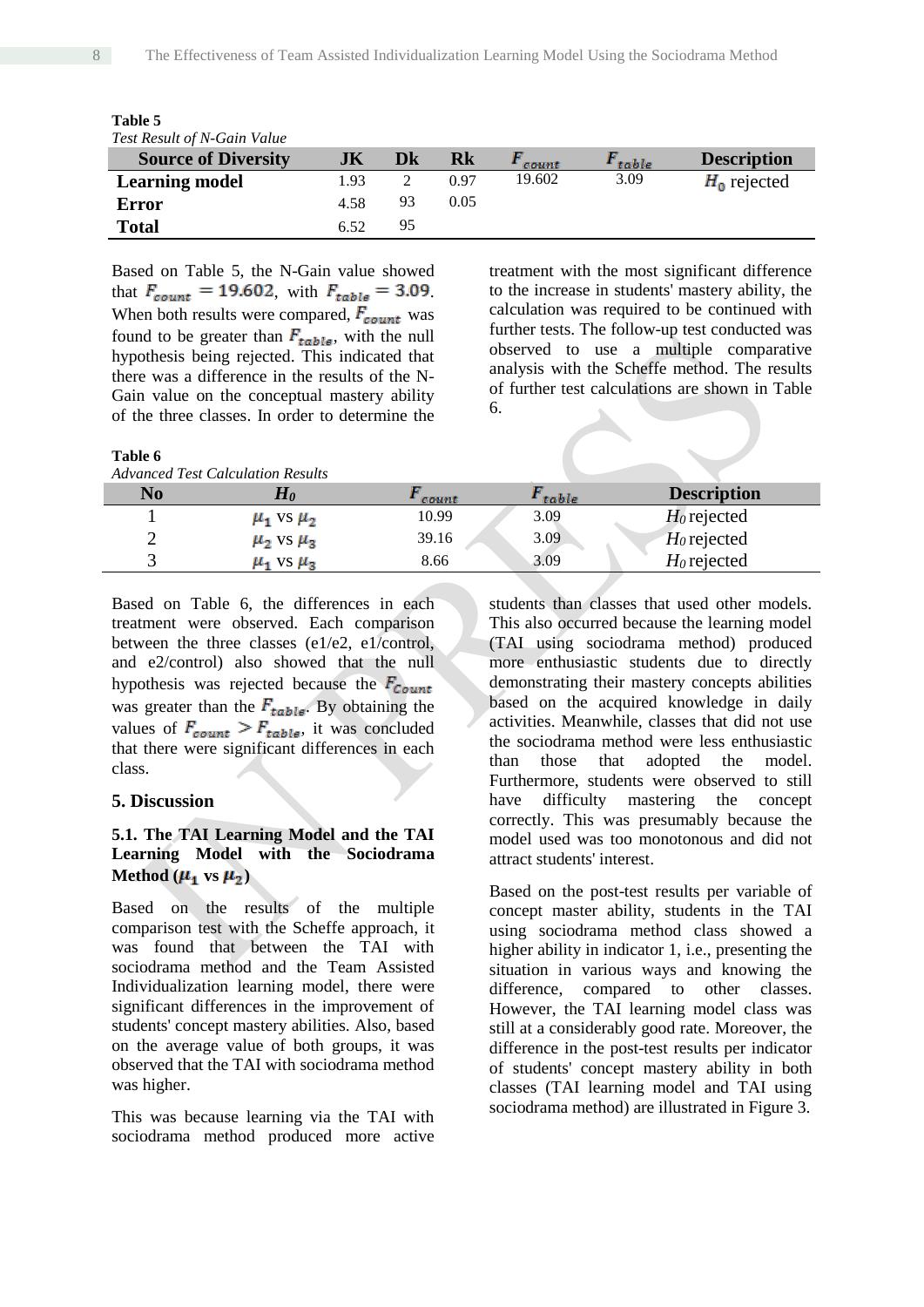**Table 5**

*Test Result of N-Gain Value*

| Source of Diversity | JK | Dk | Rk | $F_{count}$ | $F_{table}$ | Description |
|---|---|---|---|---|---|---|
| **Learning model** | 1.93 | 2 | 0.97 | 19.602 | 3.09 | $H_0$ rejected |
| **Error** | 4.58 | 93 | 0.05 | | | |
| **Total** | 6.52 | 95 | | | | |

Based on Table 5, the N-Gain value showed that $F_{count} = 19.602$, with $F_{table} = 3.09$. When both results were compared, $F_{count}$ was found to be greater than $F_{table}$, with the null hypothesis being rejected. This indicated that there was a difference in the results of the N-Gain value on the conceptual mastery ability of the three classes. In order to determine the treatment with the most significant difference to the increase in students' mastery ability, the calculation was required to be continued with further tests. The follow-up test conducted was observed to use a multiple comparative analysis with the Scheffe method. The results of further test calculations are shown in Table 6.

**Table 6**

*Advanced Test Calculation Results*

| No | $H_0$ | $F_{count}$ | $F_{table}$ | Description |
|---|---|---|---|---|
| 1 | $\mu_1$ vs $\mu_2$ | 10.99 | 3.09 | $H_0$ rejected |
| 2 | $\mu_2$ vs $\mu_3$ | 39.16 | 3.09 | $H_0$ rejected |
| 3 | $\mu_1$ vs $\mu_3$ | 8.66 | 3.09 | $H_0$ rejected |

Based on Table 6, the differences in each treatment were observed. Each comparison between the three classes (e1/e2, e1/control, and e2/control) also showed that the null hypothesis was rejected because the $F_{Count}$ was greater than the $F_{table}$. By obtaining the values of $F_{count} > F_{table}$, it was concluded that there were significant differences in each class.

## 5. Discussion

### 5.1. The TAI Learning Model and the TAI Learning Model with the Sociodrama Method ($\mu_1$ vs $\mu_2$)

Based on the results of the multiple comparison test with the Scheffe approach, it was found that between the TAI with sociodrama method and the Team Assisted Individualization learning model, there were significant differences in the improvement of students' concept mastery abilities. Also, based on the average value of both groups, it was observed that the TAI with sociodrama method was higher.

This was because learning via the TAI with sociodrama method produced more active students than classes that used other models. This also occurred because the learning model (TAI using sociodrama method) produced more enthusiastic students due to directly demonstrating their mastery concepts abilities based on the acquired knowledge in daily activities. Meanwhile, classes that did not use the sociodrama method were less enthusiastic than those that adopted the model. Furthermore, students were observed to still have difficulty mastering the concept correctly. This was presumably because the model used was too monotonous and did not attract students' interest.

Based on the post-test results per variable of concept master ability, students in the TAI using sociodrama method class showed a higher ability in indicator 1, i.e., presenting the situation in various ways and knowing the difference, compared to other classes. However, the TAI learning model class was still at a considerably good rate. Moreover, the difference in the post-test results per indicator of students' concept mastery ability in both classes (TAI learning model and TAI using sociodrama method) are illustrated in Figure 3.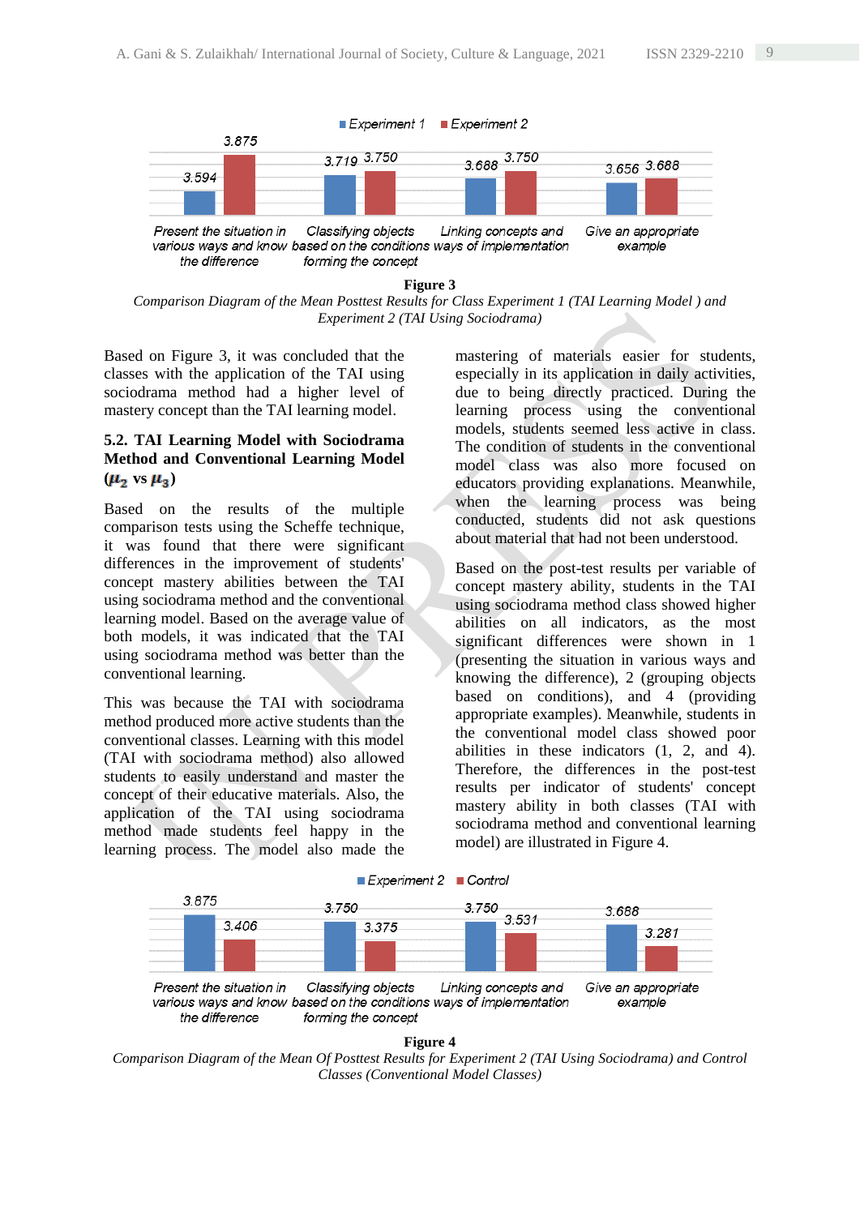**Figure 3**

*Comparison Diagram of the Mean Posttest Results for Class Experiment 1 (TAI Learning Model ) and Experiment 2 (TAI Using Sociodrama)*

Based on Figure 3, it was concluded that the classes with the application of the TAI using sociodrama method had a higher level of mastery concept than the TAI learning model.

### 5.2. TAI Learning Model with Sociodrama Method and Conventional Learning Model ($\mu_2$ vs $\mu_3$)

Based on the results of the multiple comparison tests using the Scheffe technique, it was found that there were significant differences in the improvement of students' concept mastery abilities between the TAI using sociodrama method and the conventional learning model. Based on the average value of both models, it was indicated that the TAI using sociodrama method was better than the conventional learning.

This was because the TAI with sociodrama method produced more active students than the conventional classes. Learning with this model (TAI with sociodrama method) also allowed students to easily understand and master the concept of their educative materials. Also, the application of the TAI using sociodrama method made students feel happy in the learning process. The model also made the mastering of materials easier for students, especially in its application in daily activities, due to being directly practiced. During the learning process using the conventional models, students seemed less active in class. The condition of students in the conventional model class was also more focused on educators providing explanations. Meanwhile, when the learning process was being conducted, students did not ask questions about material that had not been understood.

Based on the post-test results per variable of concept mastery ability, students in the TAI using sociodrama method class showed higher abilities on all indicators, as the most significant differences were shown in 1 (presenting the situation in various ways and knowing the difference), 2 (grouping objects based on conditions), and 4 (providing appropriate examples). Meanwhile, students in the conventional model class showed poor abilities in these indicators (1, 2, and 4). Therefore, the differences in the post-test results per indicator of students' concept mastery ability in both classes (TAI with sociodrama method and conventional learning model) are illustrated in Figure 4.

**Figure 4**

*Comparison Diagram of the Mean Of Posttest Results for Experiment 2 (TAI Using Sociodrama) and Control Classes (Conventional Model Classes)*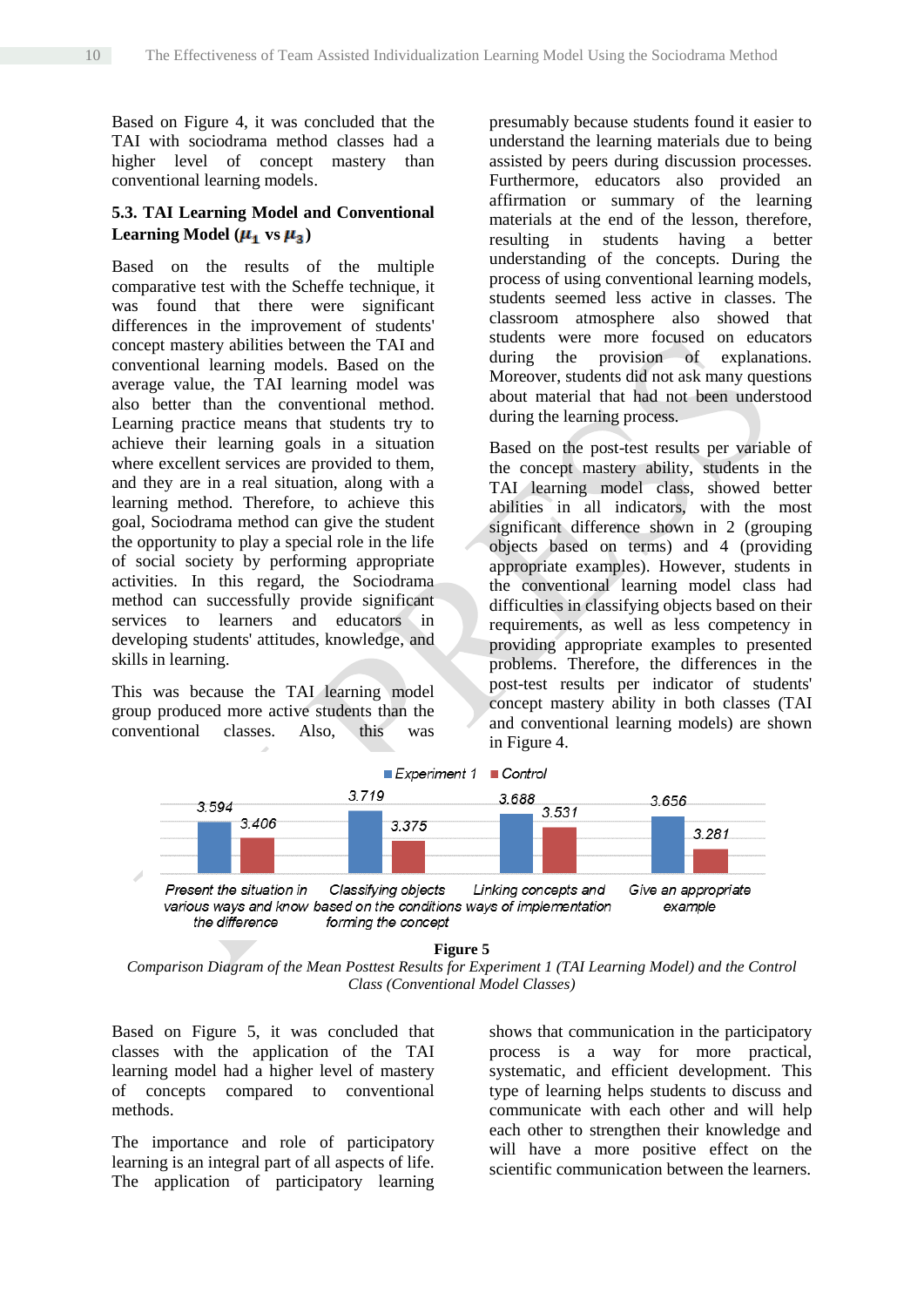Based on Figure 4, it was concluded that the TAI with sociodrama method classes had a higher level of concept mastery than conventional learning models.

### 5.3. TAI Learning Model and Conventional Learning Model ($\mu_1$ vs $\mu_3$)

Based on the results of the multiple comparative test with the Scheffe technique, it was found that there were significant differences in the improvement of students' concept mastery abilities between the TAI and conventional learning models. Based on the average value, the TAI learning model was also better than the conventional method. Learning practice means that students try to achieve their learning goals in a situation where excellent services are provided to them, and they are in a real situation, along with a learning method. Therefore, to achieve this goal, Sociodrama method can give the student the opportunity to play a special role in the life of social society by performing appropriate activities. In this regard, the Sociodrama method can successfully provide significant services to learners and educators in developing students' attitudes, knowledge, and skills in learning.

This was because the TAI learning model group produced more active students than the conventional classes. Also, this was presumably because students found it easier to understand the learning materials due to being assisted by peers during discussion processes. Furthermore, educators also provided an affirmation or summary of the learning materials at the end of the lesson, therefore, resulting in students having a better understanding of the concepts. During the process of using conventional learning models, students seemed less active in classes. The classroom atmosphere also showed that students were more focused on educators during the provision of explanations. Moreover, students did not ask many questions about material that had not been understood during the learning process.

Based on the post-test results per variable of the concept mastery ability, students in the TAI learning model class, showed better abilities in all indicators, with the most significant difference shown in 2 (grouping objects based on terms) and 4 (providing appropriate examples). However, students in the conventional learning model class had difficulties in classifying objects based on their requirements, as well as less competency in providing appropriate examples to presented problems. Therefore, the differences in the post-test results per indicator of students' concept mastery ability in both classes (TAI and conventional learning models) are shown in Figure 4.

| Indicator | Experiment 1 | Control |
| --- | --- | --- |
| Present the situation in various ways and know the difference | 3.594 | 3.406 |
| Classifying objects based on the conditions forming the concept | 3.719 | 3.375 |
| Linking concepts and ways of implementation | 3.688 | 3.531 |
| Give an appropriate example | 3.656 | 3.281 |

**Figure 5**

*Comparison Diagram of the Mean Posttest Results for Experiment 1 (TAI Learning Model) and the Control Class (Conventional Model Classes)*

Based on Figure 5, it was concluded that classes with the application of the TAI learning model had a higher level of mastery of concepts compared to conventional methods.

The importance and role of participatory learning is an integral part of all aspects of life. The application of participatory learning shows that communication in the participatory process is a way for more practical, systematic, and efficient development. This type of learning helps students to discuss and communicate with each other and will help each other to strengthen their knowledge and will have a more positive effect on the scientific communication between the learners.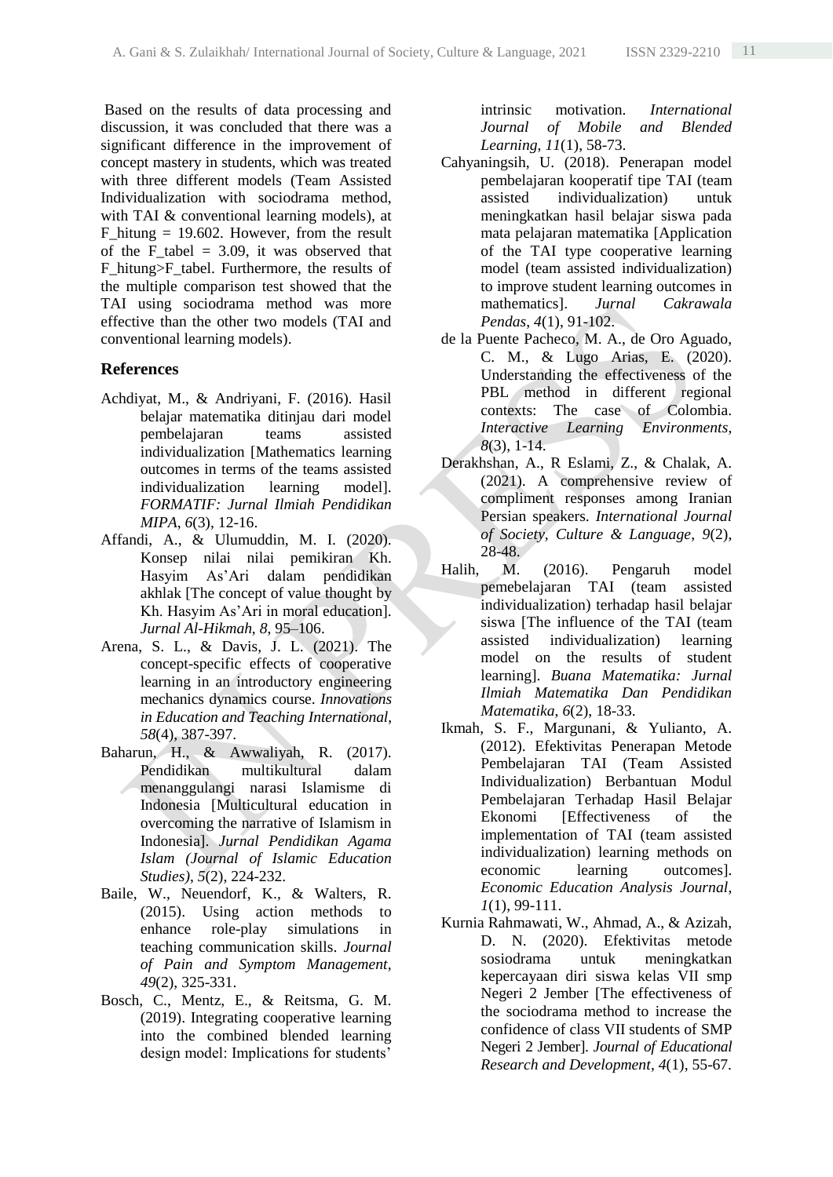Based on the results of data processing and discussion, it was concluded that there was a significant difference in the improvement of concept mastery in students, which was treated with three different models (Team Assisted Individualization with sociodrama method, with TAI & conventional learning models), at $F_{hitung} = 19.602$. However, from the result of the $F_{tabel} = 3.09$, it was observed that $F_{hitung} > F_{tabel}$. Furthermore, the results of the multiple comparison test showed that the TAI using sociodrama method was more effective than the other two models (TAI and conventional learning models).

## References

Achdiyat, M., & Andriyani, F. (2016). Hasil belajar matematika ditinjau dari model pembelajaran teams assisted individualization [Mathematics learning outcomes in terms of the teams assisted individualization learning model]. *FORMATIF: Jurnal Ilmiah Pendidikan MIPA*, *6*(3), 12-16.

Affandi, A., & Ulumuddin, M. I. (2020). Konsep nilai nilai pemikiran Kh. Hasyim As'Ari dalam pendidikan akhlak [The concept of value thought by Kh. Hasyim As'Ari in moral education]. *Jurnal Al-Hikmah*, *8*, 95–106.

Arena, S. L., & Davis, J. L. (2021). The concept-specific effects of cooperative learning in an introductory engineering mechanics dynamics course. *Innovations in Education and Teaching International*, *58*(4), 387-397.

Baharun, H., & Awwaliyah, R. (2017). Pendidikan multikultural dalam menanggulangi narasi Islamisme di Indonesia [Multicultural education in overcoming the narrative of Islamism in Indonesia]. *Jurnal Pendidikan Agama Islam (Journal of Islamic Education Studies)*, *5*(2), 224-232.

Baile, W., Neuendorf, K., & Walters, R. (2015). Using action methods to enhance role-play simulations in teaching communication skills. *Journal of Pain and Symptom Management*, *49*(2), 325-331.

Bosch, C., Mentz, E., & Reitsma, G. M. (2019). Integrating cooperative learning into the combined blended learning design model: Implications for students' intrinsic motivation. *International Journal of Mobile and Blended Learning*, *11*(1), 58-73.

Cahyaningsih, U. (2018). Penerapan model pembelajaran kooperatif tipe TAI (team assisted individualization) untuk meningkatkan hasil belajar siswa pada mata pelajaran matematika [Application of the TAI type cooperative learning model (team assisted individualization) to improve student learning outcomes in mathematics]. *Jurnal Cakrawala Pendas*, *4*(1), 91-102.

de la Puente Pacheco, M. A., de Oro Aguado, C. M., & Lugo Arias, E. (2020). Understanding the effectiveness of the PBL method in different regional contexts: The case of Colombia. *Interactive Learning Environments*, *8*(3), 1-14.

Derakhshan, A., R Eslami, Z., & Chalak, A. (2021). A comprehensive review of compliment responses among Iranian Persian speakers. *International Journal of Society, Culture & Language*, *9*(2), 28-48.

Halih, M. (2016). Pengaruh model pemebelajaran TAI (team assisted individualization) terhadap hasil belajar siswa [The influence of the TAI (team assisted individualization) learning model on the results of student learning]. *Buana Matematika: Jurnal Ilmiah Matematika Dan Pendidikan Matematika*, *6*(2), 18-33.

Ikmah, S. F., Margunani, & Yulianto, A. (2012). Efektivitas Penerapan Metode Pembelajaran TAI (Team Assisted Individualization) Berbantuan Modul Pembelajaran Terhadap Hasil Belajar Ekonomi [Effectiveness of the implementation of TAI (team assisted individualization) learning methods on economic learning outcomes]. *Economic Education Analysis Journal*, *1*(1), 99-111.

Kurnia Rahmawati, W., Ahmad, A., & Azizah, D. N. (2020). Efektivitas metode sosiodrama untuk meningkatkan kepercayaan diri siswa kelas VII smp Negeri 2 Jember [The effectiveness of the sociodrama method to increase the confidence of class VII students of SMP Negeri 2 Jember]. *Journal of Educational Research and Development*, *4*(1), 55-67.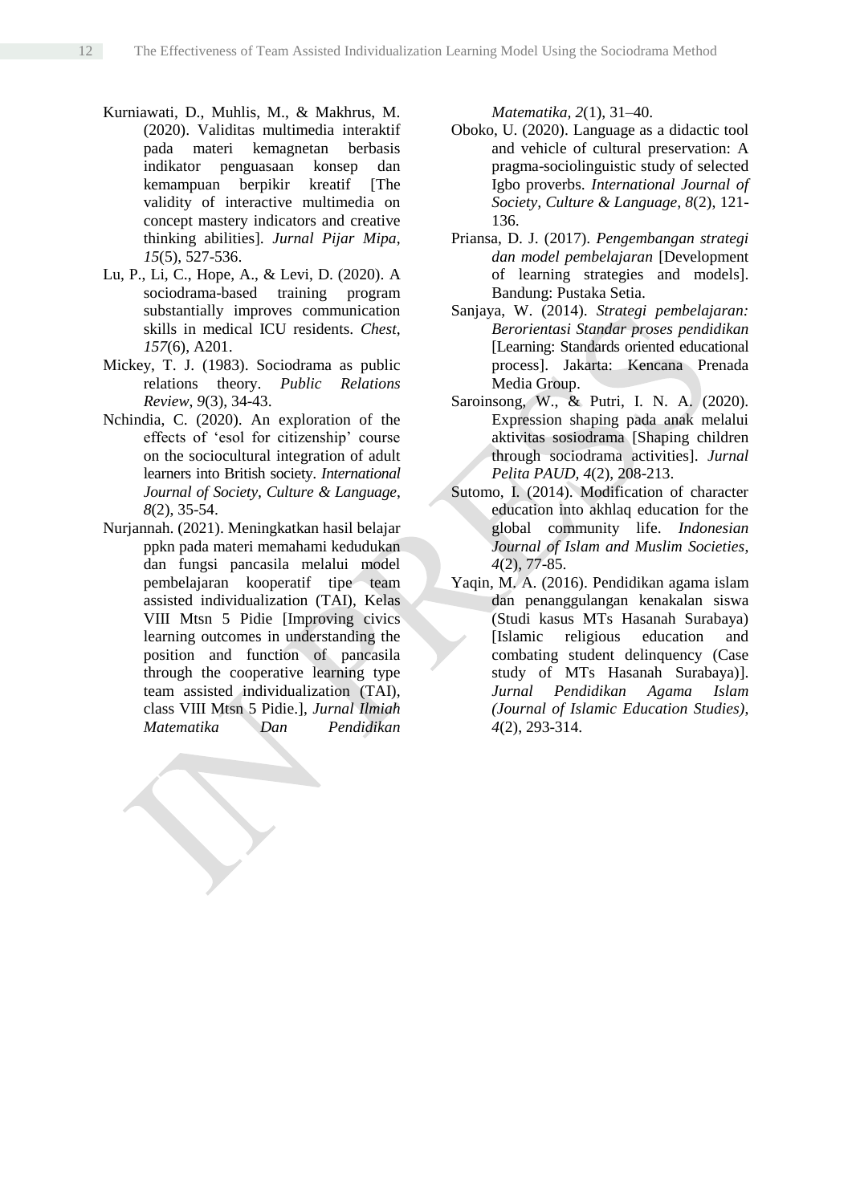Kurniawati, D., Muhlis, M., & Makhrus, M. (2020). Validitas multimedia interaktif pada materi kemagnetan berbasis indikator penguasaan konsep dan kemampuan berpikir kreatif [The validity of interactive multimedia on concept mastery indicators and creative thinking abilities]. *Jurnal Pijar Mipa*, *15*(5), 527-536.

Lu, P., Li, C., Hope, A., & Levi, D. (2020). A sociodrama-based training program substantially improves communication skills in medical ICU residents. *Chest*, *157*(6), A201.

Mickey, T. J. (1983). Sociodrama as public relations theory. *Public Relations Review*, *9*(3), 34-43.

Nchindia, C. (2020). An exploration of the effects of 'esol for citizenship' course on the sociocultural integration of adult learners into British society. *International Journal of Society, Culture & Language*, *8*(2), 35-54.

Nurjannah. (2021). Meningkatkan hasil belajar ppkn pada materi memahami kedudukan dan fungsi pancasila melalui model pembelajaran kooperatif tipe team assisted individualization (TAI), Kelas VIII Mtsn 5 Pidie [Improving civics learning outcomes in understanding the position and function of pancasila through the cooperative learning type team assisted individualization (TAI), class VIII Mtsn 5 Pidie.], *Jurnal Ilmiah Matematika Dan Pendidikan Matematika, 2*(1), 31–40.

Oboko, U. (2020). Language as a didactic tool and vehicle of cultural preservation: A pragma-sociolinguistic study of selected Igbo proverbs. *International Journal of Society, Culture & Language, 8*(2), 121-136.

Priansa, D. J. (2017). *Pengembangan strategi dan model pembelajaran* [Development of learning strategies and models]. Bandung: Pustaka Setia.

Sanjaya, W. (2014). *Strategi pembelajaran: Berorientasi Standar proses pendidikan* [Learning: Standards oriented educational process]. Jakarta: Kencana Prenada Media Group.

Saroinsong, W., & Putri, I. N. A. (2020). Expression shaping pada anak melalui aktivitas sosiodrama [Shaping children through sociodrama activities]. *Jurnal Pelita PAUD, 4*(2), 208-213.

Sutomo, I. (2014). Modification of character education into akhlaq education for the global community life. *Indonesian Journal of Islam and Muslim Societies*, *4*(2), 77-85.

Yaqin, M. A. (2016). Pendidikan agama islam dan penanggulangan kenakalan siswa (Studi kasus MTs Hasanah Surabaya) [Islamic religious education and combating student delinquency (Case study of MTs Hasanah Surabaya)]. *Jurnal Pendidikan Agama Islam (Journal of Islamic Education Studies)*, *4*(2), 293-314.